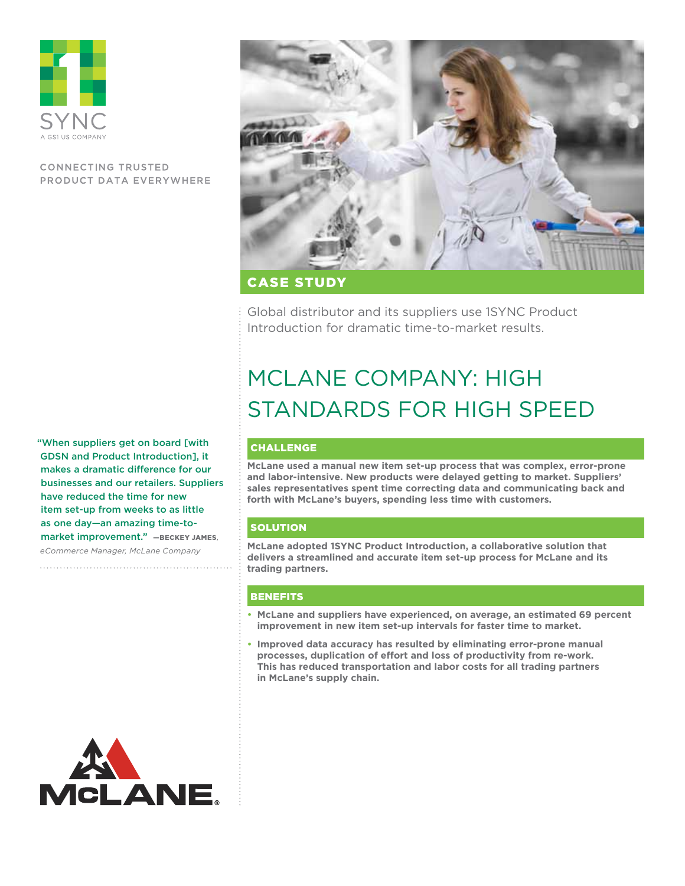1SYNC
A GS1 US COMPANY

CONNECTING TRUSTED PRODUCT DATA EVERYWHERE

**CASE STUDY**

Global distributor and its suppliers use 1SYNC Product Introduction for dramatic time-to-market results.

# MCLANE COMPANY: HIGH STANDARDS FOR HIGH SPEED

"When suppliers get on board [with GDSN and Product Introduction], it makes a dramatic difference for our businesses and our retailers. Suppliers have reduced the time for new item set-up from weeks to as little as one day—an amazing time-to-market improvement." —BECKEY JAMES, *eCommerce Manager, McLane Company*

## CHALLENGE

**McLane used a manual new item set-up process that was complex, error-prone and labor-intensive. New products were delayed getting to market. Suppliers' sales representatives spent time correcting data and communicating back and forth with McLane's buyers, spending less time with customers.**

## SOLUTION

**McLane adopted 1SYNC Product Introduction, a collaborative solution that delivers a streamlined and accurate item set-up process for McLane and its trading partners.**

## BENEFITS

- **McLane and suppliers have experienced, on average, an estimated 69 percent improvement in new item set-up intervals for faster time to market.**
- **Improved data accuracy has resulted by eliminating error-prone manual processes, duplication of effort and loss of productivity from re-work. This has reduced transportation and labor costs for all trading partners in McLane's supply chain.**

MCLANE®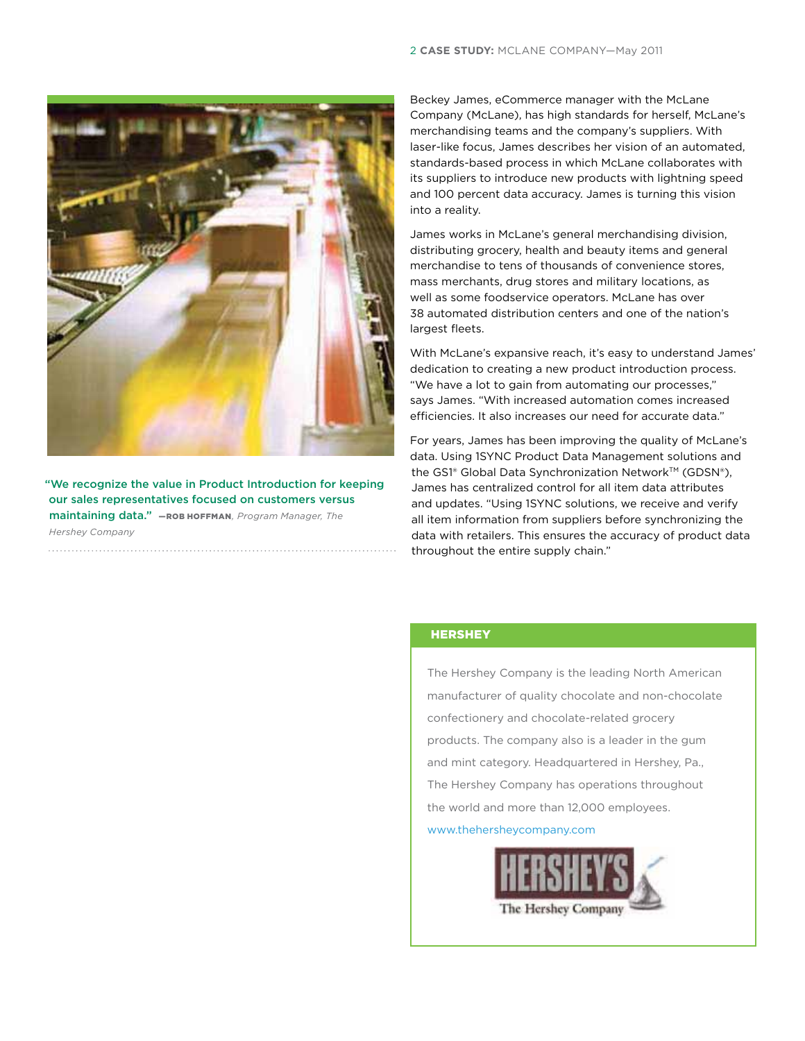Beckey James, eCommerce manager with the McLane Company (McLane), has high standards for herself, McLane's merchandising teams and the company's suppliers. With laser-like focus, James describes her vision of an automated, standards-based process in which McLane collaborates with its suppliers to introduce new products with lightning speed and 100 percent data accuracy. James is turning this vision into a reality.

James works in McLane's general merchandising division, distributing grocery, health and beauty items and general merchandise to tens of thousands of convenience stores, mass merchants, drug stores and military locations, as well as some foodservice operators. McLane has over 38 automated distribution centers and one of the nation's largest fleets.

With McLane's expansive reach, it's easy to understand James' dedication to creating a new product introduction process. "We have a lot to gain from automating our processes," says James. "With increased automation comes increased efficiencies. It also increases our need for accurate data."

For years, James has been improving the quality of McLane's data. Using 1SYNC Product Data Management solutions and the GS1® Global Data Synchronization Network™ (GDSN®), James has centralized control for all item data attributes and updates. "Using 1SYNC solutions, we receive and verify all item information from suppliers before synchronizing the data with retailers. This ensures the accuracy of product data throughout the entire supply chain."

"We recognize the value in Product Introduction for keeping our sales representatives focused on customers versus maintaining data." —**ROB HOFFMAN**, *Program Manager, The Hershey Company*

## HERSHEY

The Hershey Company is the leading North American manufacturer of quality chocolate and non-chocolate confectionery and chocolate-related grocery products. The company also is a leader in the gum and mint category. Headquartered in Hershey, Pa., The Hershey Company has operations throughout the world and more than 12,000 employees.

www.thehersheycompany.com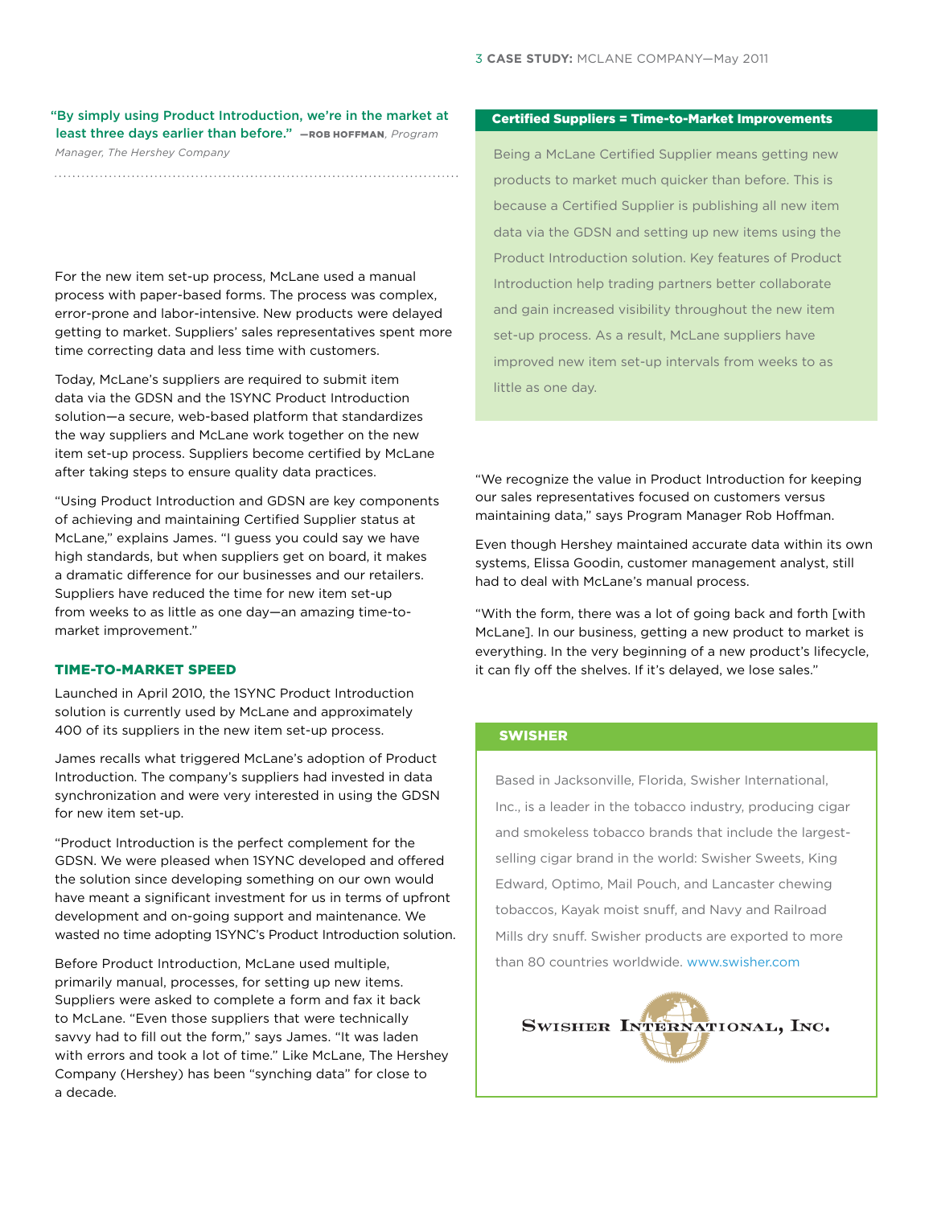> "By simply using Product Introduction, we're in the market at least three days earlier than before." —**ROB HOFFMAN**, *Program Manager, The Hershey Company*

For the new item set-up process, McLane used a manual process with paper-based forms. The process was complex, error-prone and labor-intensive. New products were delayed getting to market. Suppliers' sales representatives spent more time correcting data and less time with customers.

Today, McLane's suppliers are required to submit item data via the GDSN and the 1SYNC Product Introduction solution—a secure, web-based platform that standardizes the way suppliers and McLane work together on the new item set-up process. Suppliers become certified by McLane after taking steps to ensure quality data practices.

"Using Product Introduction and GDSN are key components of achieving and maintaining Certified Supplier status at McLane," explains James. "I guess you could say we have high standards, but when suppliers get on board, it makes a dramatic difference for our businesses and our retailers. Suppliers have reduced the time for new item set-up from weeks to as little as one day—an amazing time-to-market improvement."

## TIME-TO-MARKET SPEED

Launched in April 2010, the 1SYNC Product Introduction solution is currently used by McLane and approximately 400 of its suppliers in the new item set-up process.

James recalls what triggered McLane's adoption of Product Introduction. The company's suppliers had invested in data synchronization and were very interested in using the GDSN for new item set-up.

"Product Introduction is the perfect complement for the GDSN. We were pleased when 1SYNC developed and offered the solution since developing something on our own would have meant a significant investment for us in terms of upfront development and on-going support and maintenance. We wasted no time adopting 1SYNC's Product Introduction solution.

Before Product Introduction, McLane used multiple, primarily manual, processes, for setting up new items. Suppliers were asked to complete a form and fax it back to McLane. "Even those suppliers that were technically savvy had to fill out the form," says James. "It was laden with errors and took a lot of time." Like McLane, The Hershey Company (Hershey) has been "synching data" for close to a decade.

### Certified Suppliers = Time-to-Market Improvements

Being a McLane Certified Supplier means getting new products to market much quicker than before. This is because a Certified Supplier is publishing all new item data via the GDSN and setting up new items using the Product Introduction solution. Key features of Product Introduction help trading partners better collaborate and gain increased visibility throughout the new item set-up process. As a result, McLane suppliers have improved new item set-up intervals from weeks to as little as one day.

"We recognize the value in Product Introduction for keeping our sales representatives focused on customers versus maintaining data," says Program Manager Rob Hoffman.

Even though Hershey maintained accurate data within its own systems, Elissa Goodin, customer management analyst, still had to deal with McLane's manual process.

"With the form, there was a lot of going back and forth [with McLane]. In our business, getting a new product to market is everything. In the very beginning of a new product's lifecycle, it can fly off the shelves. If it's delayed, we lose sales."

### SWISHER

Based in Jacksonville, Florida, Swisher International, Inc., is a leader in the tobacco industry, producing cigar and smokeless tobacco brands that include the largest-selling cigar brand in the world: Swisher Sweets, King Edward, Optimo, Mail Pouch, and Lancaster chewing tobaccos, Kayak moist snuff, and Navy and Railroad Mills dry snuff. Swisher products are exported to more than 80 countries worldwide. www.swisher.com

SWISHER INTERNATIONAL, INC.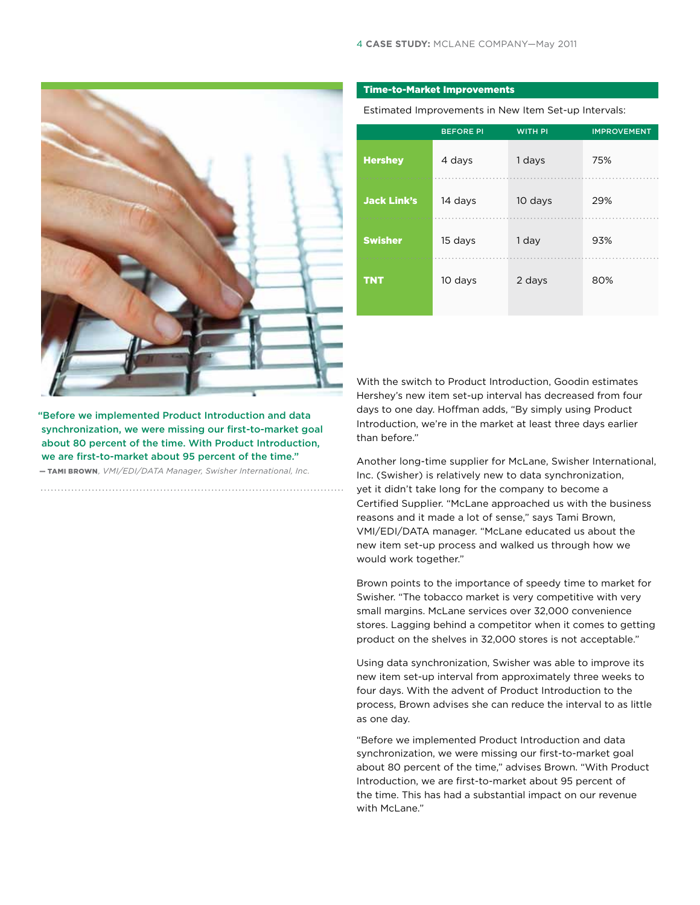## Time-to-Market Improvements

Estimated Improvements in New Item Set-up Intervals:

| | BEFORE PI | WITH PI | IMPROVEMENT |
|---|---|---|---|
| **Hershey** | 4 days | 1 days | 75% |
| **Jack Link's** | 14 days | 10 days | 29% |
| **Swisher** | 15 days | 1 day | 93% |
| **TNT** | 10 days | 2 days | 80% |

> "Before we implemented Product Introduction and data synchronization, we were missing our first-to-market goal about 80 percent of the time. With Product Introduction, we are first-to-market about 95 percent of the time."
>
> — **TAMI BROWN**, *VMI/EDI/DATA Manager, Swisher International, Inc.*

With the switch to Product Introduction, Goodin estimates Hershey's new item set-up interval has decreased from four days to one day. Hoffman adds, "By simply using Product Introduction, we're in the market at least three days earlier than before."

Another long-time supplier for McLane, Swisher International, Inc. (Swisher) is relatively new to data synchronization, yet it didn't take long for the company to become a Certified Supplier. "McLane approached us with the business reasons and it made a lot of sense," says Tami Brown, VMI/EDI/DATA manager. "McLane educated us about the new item set-up process and walked us through how we would work together."

Brown points to the importance of speedy time to market for Swisher. "The tobacco market is very competitive with very small margins. McLane services over 32,000 convenience stores. Lagging behind a competitor when it comes to getting product on the shelves in 32,000 stores is not acceptable."

Using data synchronization, Swisher was able to improve its new item set-up interval from approximately three weeks to four days. With the advent of Product Introduction to the process, Brown advises she can reduce the interval to as little as one day.

"Before we implemented Product Introduction and data synchronization, we were missing our first-to-market goal about 80 percent of the time," advises Brown. "With Product Introduction, we are first-to-market about 95 percent of the time. This has had a substantial impact on our revenue with McLane."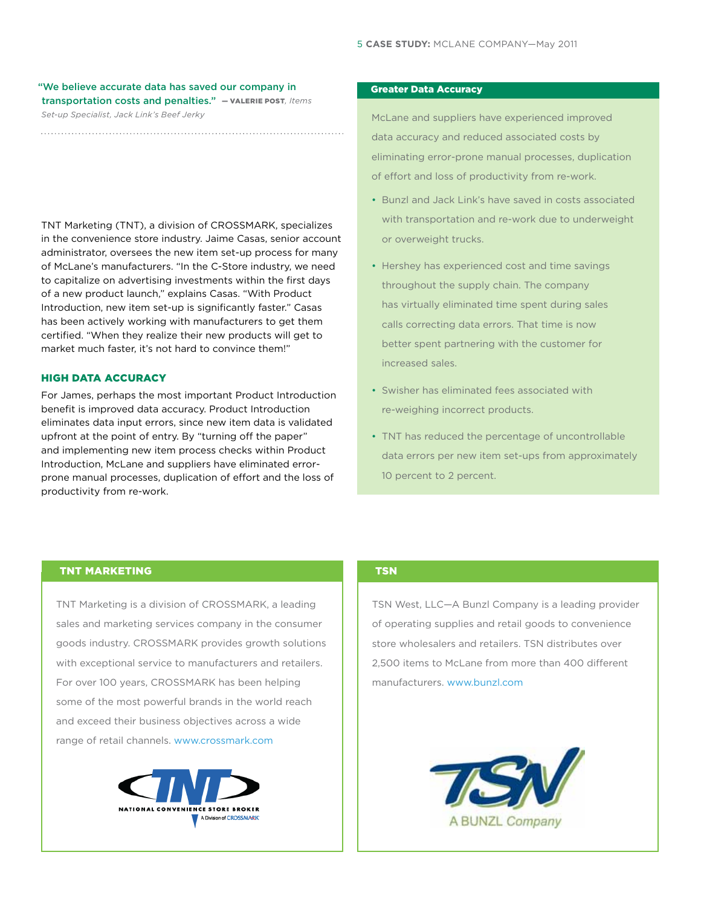"We believe accurate data has saved our company in transportation costs and penalties." — VALERIE POST, *Items Set-up Specialist, Jack Link's Beef Jerky*

TNT Marketing (TNT), a division of CROSSMARK, specializes in the convenience store industry. Jaime Casas, senior account administrator, oversees the new item set-up process for many of McLane's manufacturers. "In the C-Store industry, we need to capitalize on advertising investments within the first days of a new product launch," explains Casas. "With Product Introduction, new item set-up is significantly faster." Casas has been actively working with manufacturers to get them certified. "When they realize their new products will get to market much faster, it's not hard to convince them!"

## HIGH DATA ACCURACY

For James, perhaps the most important Product Introduction benefit is improved data accuracy. Product Introduction eliminates data input errors, since new item data is validated upfront at the point of entry. By "turning off the paper" and implementing new item process checks within Product Introduction, McLane and suppliers have eliminated error-prone manual processes, duplication of effort and the loss of productivity from re-work.

### Greater Data Accuracy

McLane and suppliers have experienced improved data accuracy and reduced associated costs by eliminating error-prone manual processes, duplication of effort and loss of productivity from re-work.

- Bunzl and Jack Link's have saved in costs associated with transportation and re-work due to underweight or overweight trucks.
- Hershey has experienced cost and time savings throughout the supply chain. The company has virtually eliminated time spent during sales calls correcting data errors. That time is now better spent partnering with the customer for increased sales.
- Swisher has eliminated fees associated with re-weighing incorrect products.
- TNT has reduced the percentage of uncontrollable data errors per new item set-ups from approximately 10 percent to 2 percent.

### TNT MARKETING

TNT Marketing is a division of CROSSMARK, a leading sales and marketing services company in the consumer goods industry. CROSSMARK provides growth solutions with exceptional service to manufacturers and retailers. For over 100 years, CROSSMARK has been helping some of the most powerful brands in the world reach and exceed their business objectives across a wide range of retail channels. www.crossmark.com

TNT — NATIONAL CONVENIENCE STORE BROKER — A Division of CROSSMARK

### TSN

TSN West, LLC—A Bunzl Company is a leading provider of operating supplies and retail goods to convenience store wholesalers and retailers. TSN distributes over 2,500 items to McLane from more than 400 different manufacturers. www.bunzl.com

TSN — A BUNZL Company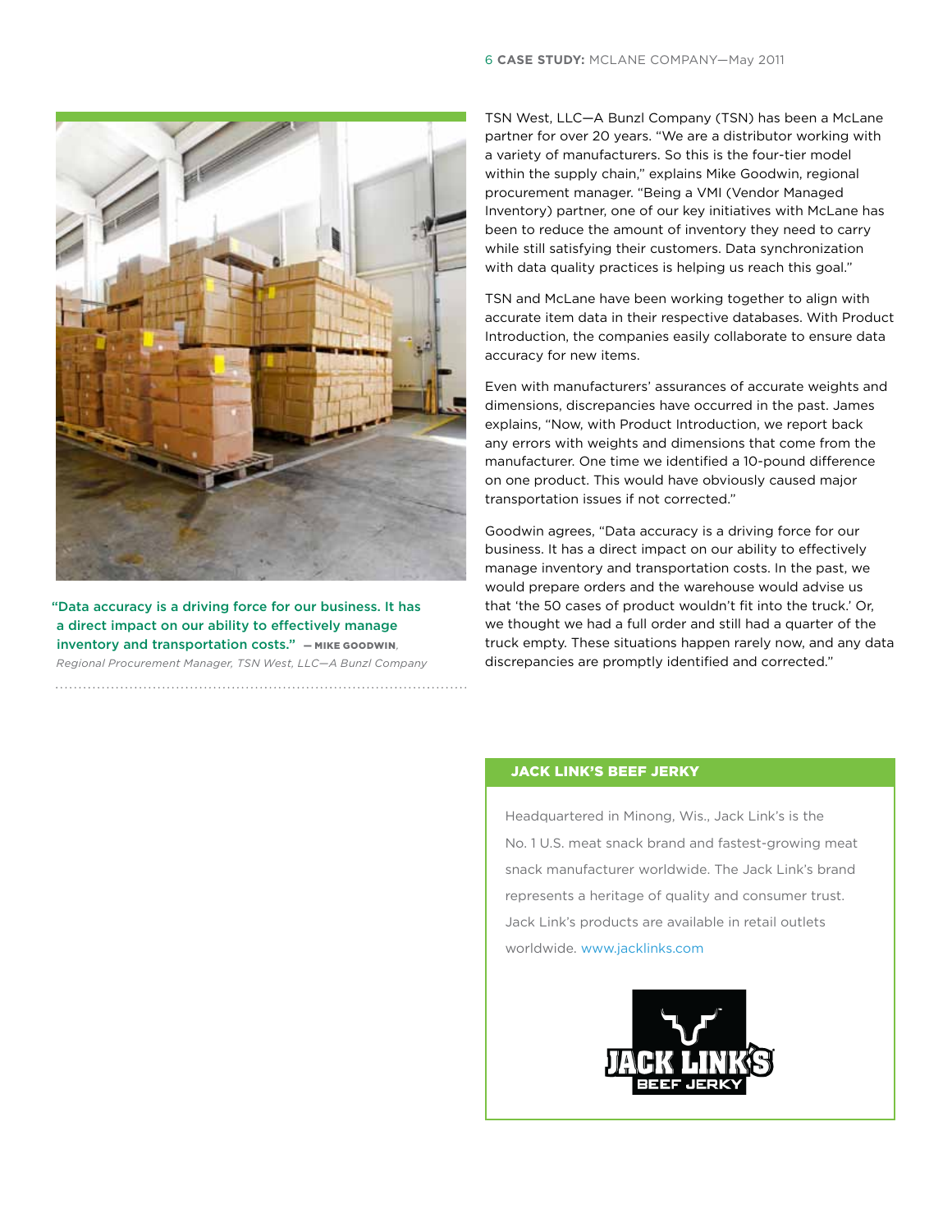TSN West, LLC—A Bunzl Company (TSN) has been a McLane partner for over 20 years. "We are a distributor working with a variety of manufacturers. So this is the four-tier model within the supply chain," explains Mike Goodwin, regional procurement manager. "Being a VMI (Vendor Managed Inventory) partner, one of our key initiatives with McLane has been to reduce the amount of inventory they need to carry while still satisfying their customers. Data synchronization with data quality practices is helping us reach this goal."

TSN and McLane have been working together to align with accurate item data in their respective databases. With Product Introduction, the companies easily collaborate to ensure data accuracy for new items.

Even with manufacturers' assurances of accurate weights and dimensions, discrepancies have occurred in the past. James explains, "Now, with Product Introduction, we report back any errors with weights and dimensions that come from the manufacturer. One time we identified a 10-pound difference on one product. This would have obviously caused major transportation issues if not corrected."

Goodwin agrees, "Data accuracy is a driving force for our business. It has a direct impact on our ability to effectively manage inventory and transportation costs. In the past, we would prepare orders and the warehouse would advise us that 'the 50 cases of product wouldn't fit into the truck.' Or, we thought we had a full order and still had a quarter of the truck empty. These situations happen rarely now, and any data discrepancies are promptly identified and corrected."

"Data accuracy is a driving force for our business. It has a direct impact on our ability to effectively manage inventory and transportation costs." — **MIKE GOODWIN**, *Regional Procurement Manager, TSN West, LLC—A Bunzl Company*

### JACK LINK'S BEEF JERKY

Headquartered in Minong, Wis., Jack Link's is the No. 1 U.S. meat snack brand and fastest-growing meat snack manufacturer worldwide. The Jack Link's brand represents a heritage of quality and consumer trust. Jack Link's products are available in retail outlets worldwide. www.jacklinks.com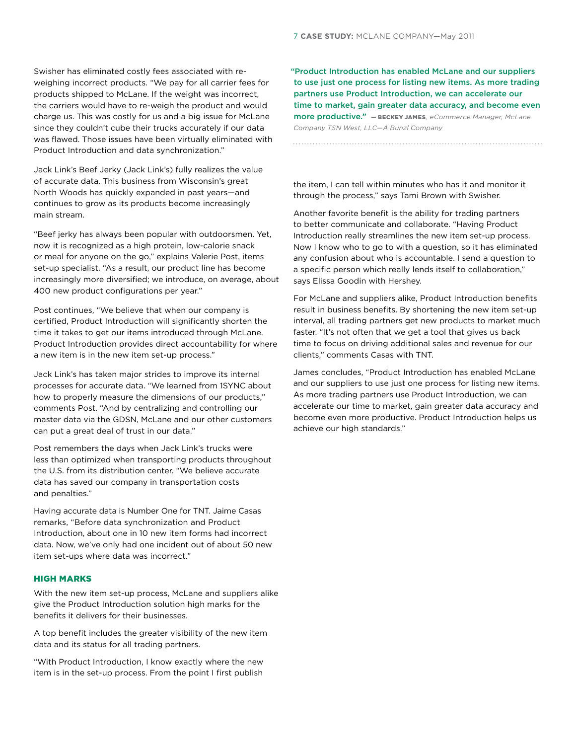Swisher has eliminated costly fees associated with re-weighing incorrect products. "We pay for all carrier fees for products shipped to McLane. If the weight was incorrect, the carriers would have to re-weigh the product and would charge us. This was costly for us and a big issue for McLane since they couldn't cube their trucks accurately if our data was flawed. Those issues have been virtually eliminated with Product Introduction and data synchronization."

Jack Link's Beef Jerky (Jack Link's) fully realizes the value of accurate data. This business from Wisconsin's great North Woods has quickly expanded in past years—and continues to grow as its products become increasingly main stream.

"Beef jerky has always been popular with outdoorsmen. Yet, now it is recognized as a high protein, low-calorie snack or meal for anyone on the go," explains Valerie Post, items set-up specialist. "As a result, our product line has become increasingly more diversified; we introduce, on average, about 400 new product configurations per year."

Post continues, "We believe that when our company is certified, Product Introduction will significantly shorten the time it takes to get our items introduced through McLane. Product Introduction provides direct accountability for where a new item is in the new item set-up process."

Jack Link's has taken major strides to improve its internal processes for accurate data. "We learned from 1SYNC about how to properly measure the dimensions of our products," comments Post. "And by centralizing and controlling our master data via the GDSN, McLane and our other customers can put a great deal of trust in our data."

Post remembers the days when Jack Link's trucks were less than optimized when transporting products throughout the U.S. from its distribution center. "We believe accurate data has saved our company in transportation costs and penalties."

Having accurate data is Number One for TNT. Jaime Casas remarks, "Before data synchronization and Product Introduction, about one in 10 new item forms had incorrect data. Now, we've only had one incident out of about 50 new item set-ups where data was incorrect."

## HIGH MARKS

With the new item set-up process, McLane and suppliers alike give the Product Introduction solution high marks for the benefits it delivers for their businesses.

A top benefit includes the greater visibility of the new item data and its status for all trading partners.

"With Product Introduction, I know exactly where the new item is in the set-up process. From the point I first publish the item, I can tell within minutes who has it and monitor it through the process," says Tami Brown with Swisher.

Another favorite benefit is the ability for trading partners to better communicate and collaborate. "Having Product Introduction really streamlines the new item set-up process. Now I know who to go to with a question, so it has eliminated any confusion about who is accountable. I send a question to a specific person which really lends itself to collaboration," says Elissa Goodin with Hershey.

For McLane and suppliers alike, Product Introduction benefits result in business benefits. By shortening the new item set-up interval, all trading partners get new products to market much faster. "It's not often that we get a tool that gives us back time to focus on driving additional sales and revenue for our clients," comments Casas with TNT.

James concludes, "Product Introduction has enabled McLane and our suppliers to use just one process for listing new items. As more trading partners use Product Introduction, we can accelerate our time to market, gain greater data accuracy and become even more productive. Product Introduction helps us achieve our high standards."

> **"Product Introduction has enabled McLane and our suppliers to use just one process for listing new items. As more trading partners use Product Introduction, we can accelerate our time to market, gain greater data accuracy, and become even more productive."** — BECKEY JAMES, *eCommerce Manager, McLane Company TSN West, LLC—A Bunzl Company*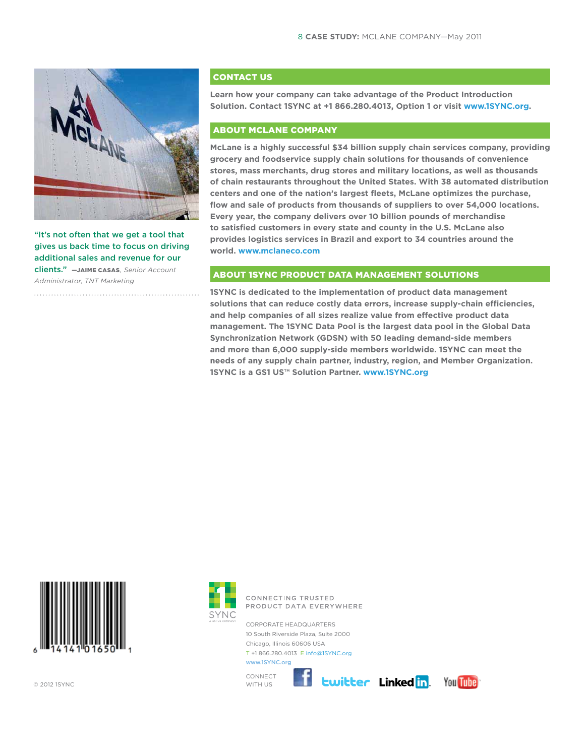"It's not often that we get a tool that gives us back time to focus on driving additional sales and revenue for our clients." —**JAIME CASAS**, *Senior Account Administrator, TNT Marketing*

## CONTACT US

**Learn how your company can take advantage of the Product Introduction Solution. Contact 1SYNC at +1 866.280.4013, Option 1 or visit www.1SYNC.org.**

## ABOUT MCLANE COMPANY

**McLane is a highly successful $34 billion supply chain services company, providing grocery and foodservice supply chain solutions for thousands of convenience stores, mass merchants, drug stores and military locations, as well as thousands of chain restaurants throughout the United States. With 38 automated distribution centers and one of the nation's largest fleets, McLane optimizes the purchase, flow and sale of products from thousands of suppliers to over 54,000 locations. Every year, the company delivers over 10 billion pounds of merchandise to satisfied customers in every state and county in the U.S. McLane also provides logistics services in Brazil and export to 34 countries around the world. www.mclaneco.com**

## ABOUT 1SYNC PRODUCT DATA MANAGEMENT SOLUTIONS

**1SYNC is dedicated to the implementation of product data management solutions that can reduce costly data errors, increase supply-chain efficiencies, and help companies of all sizes realize value from effective product data management. The 1SYNC Data Pool is the largest data pool in the Global Data Synchronization Network (GDSN) with 50 leading demand-side members and more than 6,000 supply-side members worldwide. 1SYNC can meet the needs of any supply chain partner, industry, region, and Member Organization. 1SYNC is a GS1 US™ Solution Partner. www.1SYNC.org**

6 14141 01650 1

CONNECTING TRUSTED PRODUCT DATA EVERYWHERE

CORPORATE HEADQUARTERS
10 South Riverside Plaza, Suite 2000
Chicago, Illinois 60606 USA
T +1 866.280.4013 E info@1SYNC.org
www.1SYNC.org

CONNECT WITH US

© 2012 1SYNC